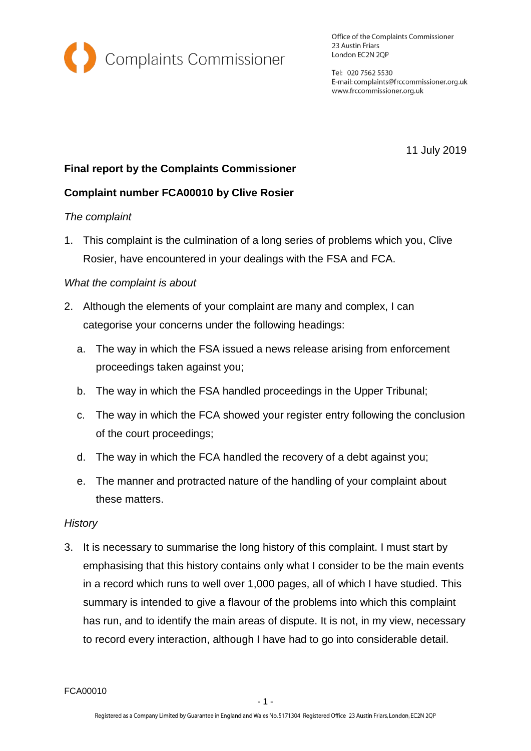Complaints Commissioner

Office of the Complaints Commissioner
23 Austin Friars
London EC2N 2QP

Tel: 020 7562 5530
E-mail: complaints@frccommissioner.org.uk
www.frccommissioner.org.uk

11 July 2019

**Final report by the Complaints Commissioner**

**Complaint number FCA00010 by Clive Rosier**

*The complaint*

1. This complaint is the culmination of a long series of problems which you, Clive Rosier, have encountered in your dealings with the FSA and FCA.

*What the complaint is about*

2. Although the elements of your complaint are many and complex, I can categorise your concerns under the following headings:

   a. The way in which the FSA issued a news release arising from enforcement proceedings taken against you;

   b. The way in which the FSA handled proceedings in the Upper Tribunal;

   c. The way in which the FCA showed your register entry following the conclusion of the court proceedings;

   d. The way in which the FCA handled the recovery of a debt against you;

   e. The manner and protracted nature of the handling of your complaint about these matters.

*History*

3. It is necessary to summarise the long history of this complaint. I must start by emphasising that this history contains only what I consider to be the main events in a record which runs to well over 1,000 pages, all of which I have studied. This summary is intended to give a flavour of the problems into which this complaint has run, and to identify the main areas of dispute. It is not, in my view, necessary to record every interaction, although I have had to go into considerable detail.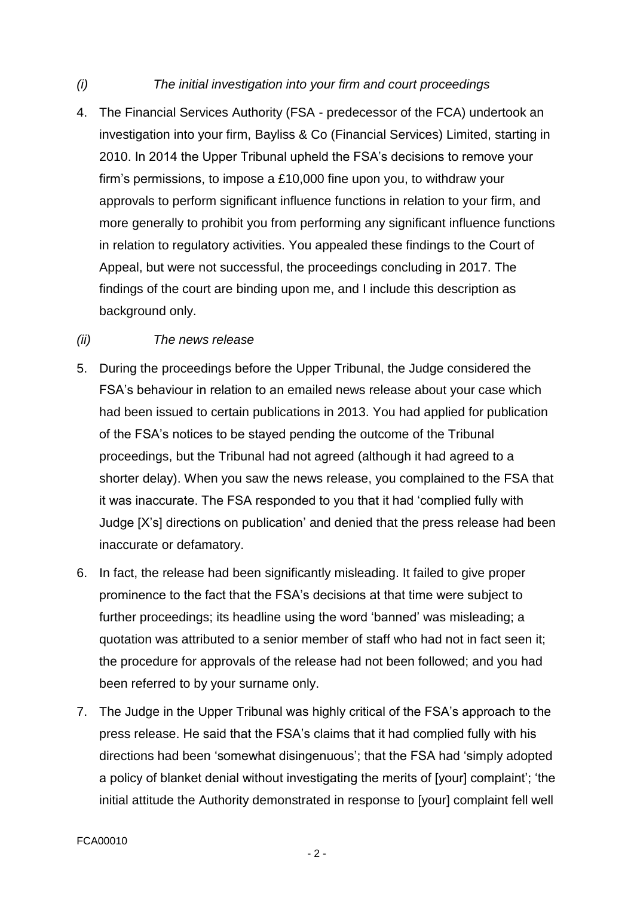*(i) The initial investigation into your firm and court proceedings*

4. The Financial Services Authority (FSA - predecessor of the FCA) undertook an investigation into your firm, Bayliss & Co (Financial Services) Limited, starting in 2010. In 2014 the Upper Tribunal upheld the FSA's decisions to remove your firm's permissions, to impose a £10,000 fine upon you, to withdraw your approvals to perform significant influence functions in relation to your firm, and more generally to prohibit you from performing any significant influence functions in relation to regulatory activities. You appealed these findings to the Court of Appeal, but were not successful, the proceedings concluding in 2017. The findings of the court are binding upon me, and I include this description as background only.

*(ii) The news release*

5. During the proceedings before the Upper Tribunal, the Judge considered the FSA's behaviour in relation to an emailed news release about your case which had been issued to certain publications in 2013. You had applied for publication of the FSA's notices to be stayed pending the outcome of the Tribunal proceedings, but the Tribunal had not agreed (although it had agreed to a shorter delay). When you saw the news release, you complained to the FSA that it was inaccurate. The FSA responded to you that it had 'complied fully with Judge [X's] directions on publication' and denied that the press release had been inaccurate or defamatory.

6. In fact, the release had been significantly misleading. It failed to give proper prominence to the fact that the FSA's decisions at that time were subject to further proceedings; its headline using the word 'banned' was misleading; a quotation was attributed to a senior member of staff who had not in fact seen it; the procedure for approvals of the release had not been followed; and you had been referred to by your surname only.

7. The Judge in the Upper Tribunal was highly critical of the FSA's approach to the press release. He said that the FSA's claims that it had complied fully with his directions had been 'somewhat disingenuous'; that the FSA had 'simply adopted a policy of blanket denial without investigating the merits of [your] complaint'; 'the initial attitude the Authority demonstrated in response to [your] complaint fell well

FCA00010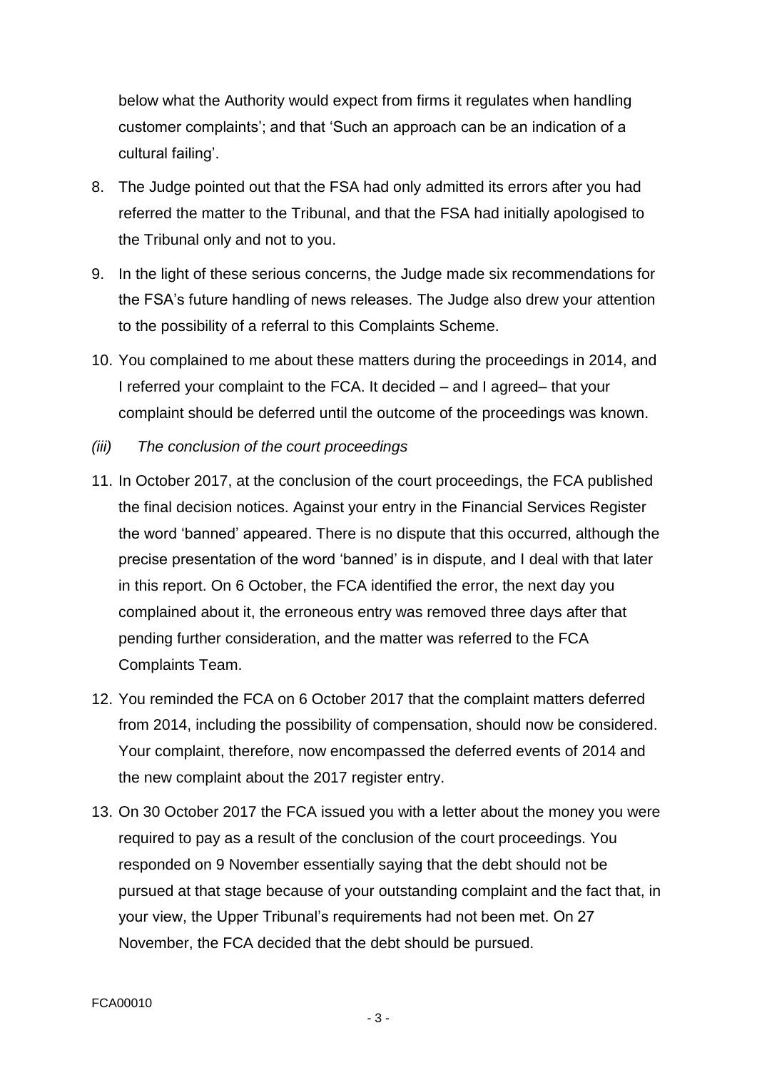below what the Authority would expect from firms it regulates when handling customer complaints'; and that 'Such an approach can be an indication of a cultural failing'.

8. The Judge pointed out that the FSA had only admitted its errors after you had referred the matter to the Tribunal, and that the FSA had initially apologised to the Tribunal only and not to you.

9. In the light of these serious concerns, the Judge made six recommendations for the FSA's future handling of news releases. The Judge also drew your attention to the possibility of a referral to this Complaints Scheme.

10. You complained to me about these matters during the proceedings in 2014, and I referred your complaint to the FCA. It decided – and I agreed– that your complaint should be deferred until the outcome of the proceedings was known.

*(iii) The conclusion of the court proceedings*

11. In October 2017, at the conclusion of the court proceedings, the FCA published the final decision notices. Against your entry in the Financial Services Register the word 'banned' appeared. There is no dispute that this occurred, although the precise presentation of the word 'banned' is in dispute, and I deal with that later in this report. On 6 October, the FCA identified the error, the next day you complained about it, the erroneous entry was removed three days after that pending further consideration, and the matter was referred to the FCA Complaints Team.

12. You reminded the FCA on 6 October 2017 that the complaint matters deferred from 2014, including the possibility of compensation, should now be considered. Your complaint, therefore, now encompassed the deferred events of 2014 and the new complaint about the 2017 register entry.

13. On 30 October 2017 the FCA issued you with a letter about the money you were required to pay as a result of the conclusion of the court proceedings. You responded on 9 November essentially saying that the debt should not be pursued at that stage because of your outstanding complaint and the fact that, in your view, the Upper Tribunal's requirements had not been met. On 27 November, the FCA decided that the debt should be pursued.

FCA00010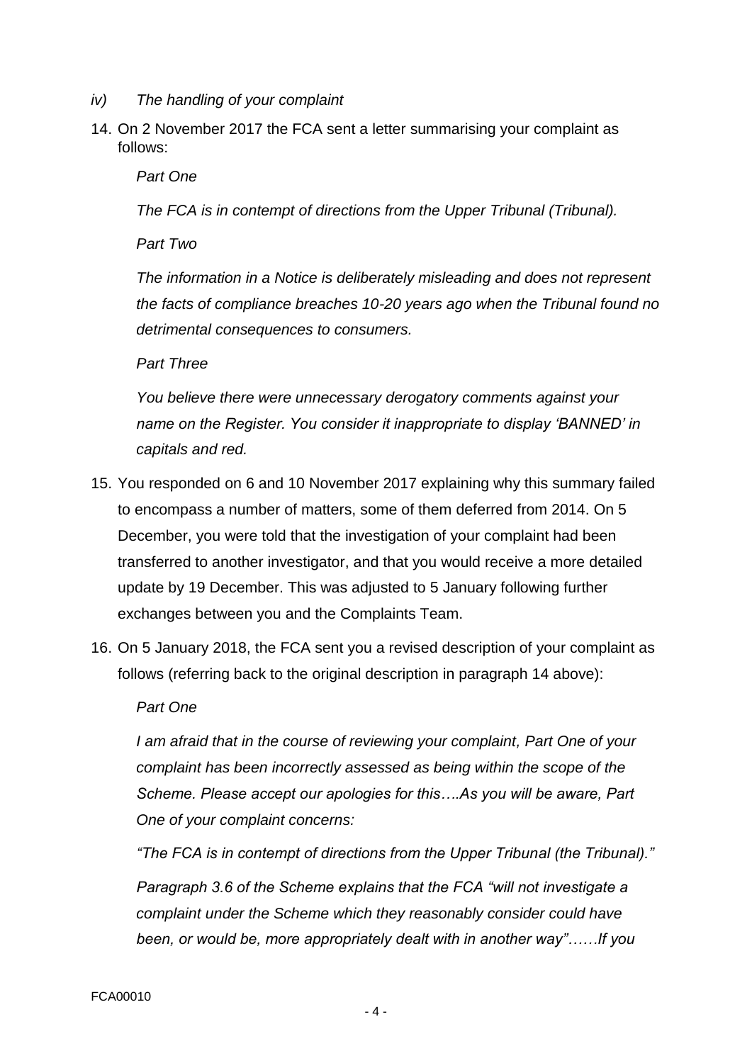*iv) The handling of your complaint*

14. On 2 November 2017 the FCA sent a letter summarising your complaint as follows:

    *Part One*

    *The FCA is in contempt of directions from the Upper Tribunal (Tribunal).*

    *Part Two*

    *The information in a Notice is deliberately misleading and does not represent the facts of compliance breaches 10-20 years ago when the Tribunal found no detrimental consequences to consumers.*

    *Part Three*

    *You believe there were unnecessary derogatory comments against your name on the Register. You consider it inappropriate to display 'BANNED' in capitals and red.*

15. You responded on 6 and 10 November 2017 explaining why this summary failed to encompass a number of matters, some of them deferred from 2014. On 5 December, you were told that the investigation of your complaint had been transferred to another investigator, and that you would receive a more detailed update by 19 December. This was adjusted to 5 January following further exchanges between you and the Complaints Team.

16. On 5 January 2018, the FCA sent you a revised description of your complaint as follows (referring back to the original description in paragraph 14 above):

    *Part One*

    *I am afraid that in the course of reviewing your complaint, Part One of your complaint has been incorrectly assessed as being within the scope of the Scheme. Please accept our apologies for this….As you will be aware, Part One of your complaint concerns:*

    *"The FCA is in contempt of directions from the Upper Tribunal (the Tribunal)."*

    *Paragraph 3.6 of the Scheme explains that the FCA "will not investigate a complaint under the Scheme which they reasonably consider could have been, or would be, more appropriately dealt with in another way"……If you*

FCA00010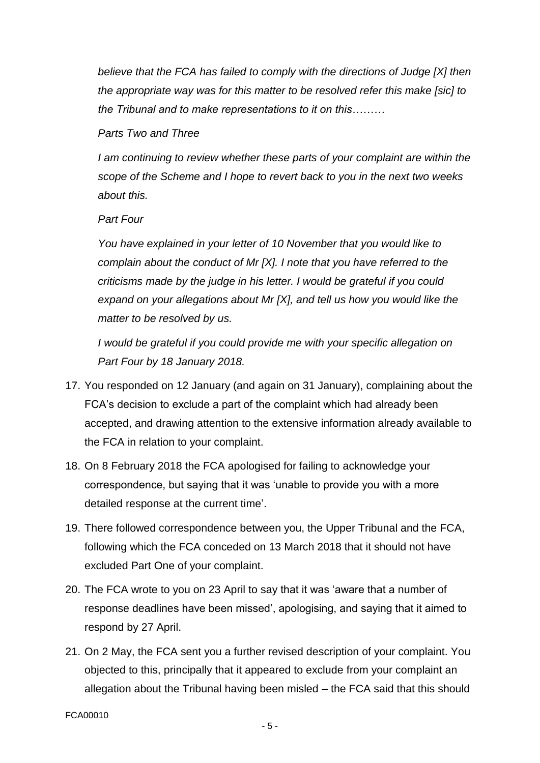*believe that the FCA has failed to comply with the directions of Judge [X] then the appropriate way was for this matter to be resolved refer this make [sic] to the Tribunal and to make representations to it on this………*

*Parts Two and Three*

*I am continuing to review whether these parts of your complaint are within the scope of the Scheme and I hope to revert back to you in the next two weeks about this.*

*Part Four*

*You have explained in your letter of 10 November that you would like to complain about the conduct of Mr [X]. I note that you have referred to the criticisms made by the judge in his letter. I would be grateful if you could expand on your allegations about Mr [X], and tell us how you would like the matter to be resolved by us.*

*I would be grateful if you could provide me with your specific allegation on Part Four by 18 January 2018.*

17. You responded on 12 January (and again on 31 January), complaining about the FCA's decision to exclude a part of the complaint which had already been accepted, and drawing attention to the extensive information already available to the FCA in relation to your complaint.

18. On 8 February 2018 the FCA apologised for failing to acknowledge your correspondence, but saying that it was 'unable to provide you with a more detailed response at the current time'.

19. There followed correspondence between you, the Upper Tribunal and the FCA, following which the FCA conceded on 13 March 2018 that it should not have excluded Part One of your complaint.

20. The FCA wrote to you on 23 April to say that it was 'aware that a number of response deadlines have been missed', apologising, and saying that it aimed to respond by 27 April.

21. On 2 May, the FCA sent you a further revised description of your complaint. You objected to this, principally that it appeared to exclude from your complaint an allegation about the Tribunal having been misled – the FCA said that this should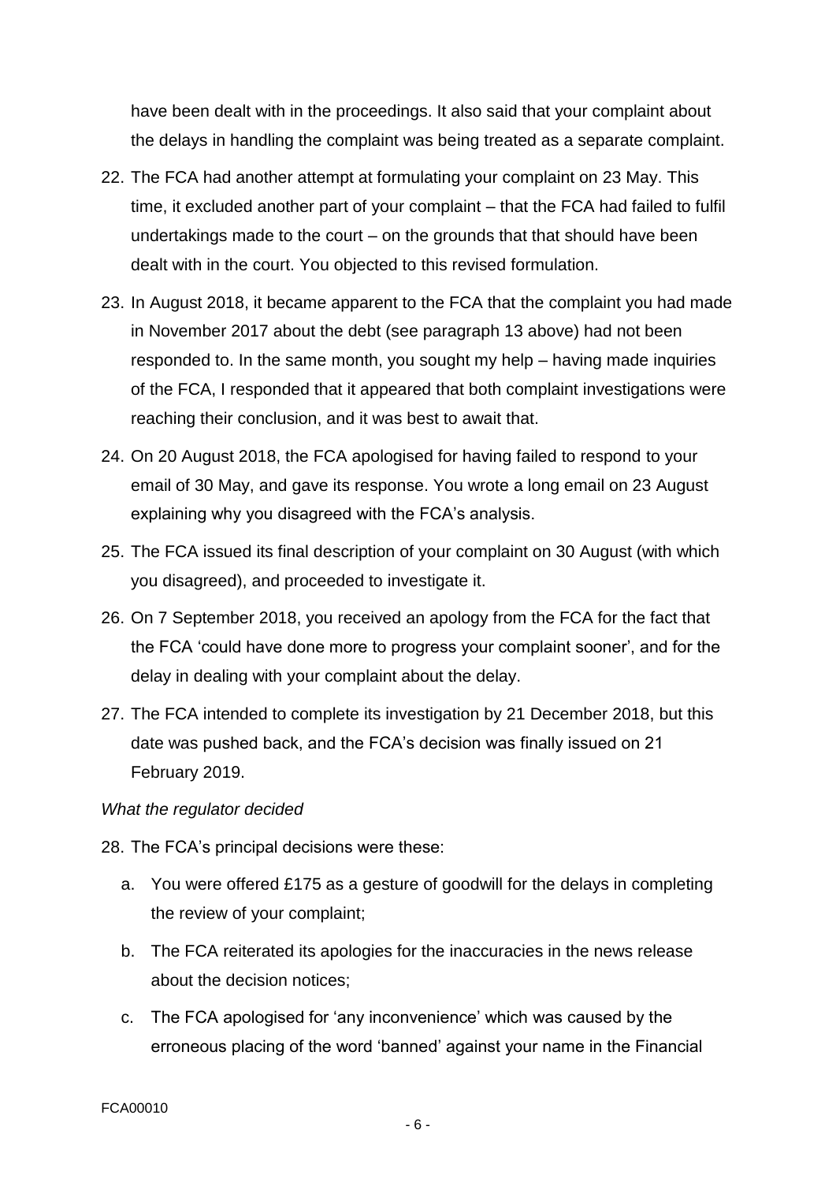have been dealt with in the proceedings. It also said that your complaint about the delays in handling the complaint was being treated as a separate complaint.

22. The FCA had another attempt at formulating your complaint on 23 May. This time, it excluded another part of your complaint – that the FCA had failed to fulfil undertakings made to the court – on the grounds that that should have been dealt with in the court. You objected to this revised formulation.

23. In August 2018, it became apparent to the FCA that the complaint you had made in November 2017 about the debt (see paragraph 13 above) had not been responded to. In the same month, you sought my help – having made inquiries of the FCA, I responded that it appeared that both complaint investigations were reaching their conclusion, and it was best to await that.

24. On 20 August 2018, the FCA apologised for having failed to respond to your email of 30 May, and gave its response. You wrote a long email on 23 August explaining why you disagreed with the FCA's analysis.

25. The FCA issued its final description of your complaint on 30 August (with which you disagreed), and proceeded to investigate it.

26. On 7 September 2018, you received an apology from the FCA for the fact that the FCA 'could have done more to progress your complaint sooner', and for the delay in dealing with your complaint about the delay.

27. The FCA intended to complete its investigation by 21 December 2018, but this date was pushed back, and the FCA's decision was finally issued on 21 February 2019.

*What the regulator decided*

28. The FCA's principal decisions were these:

    a. You were offered £175 as a gesture of goodwill for the delays in completing the review of your complaint;

    b. The FCA reiterated its apologies for the inaccuracies in the news release about the decision notices;

    c. The FCA apologised for 'any inconvenience' which was caused by the erroneous placing of the word 'banned' against your name in the Financial

FCA00010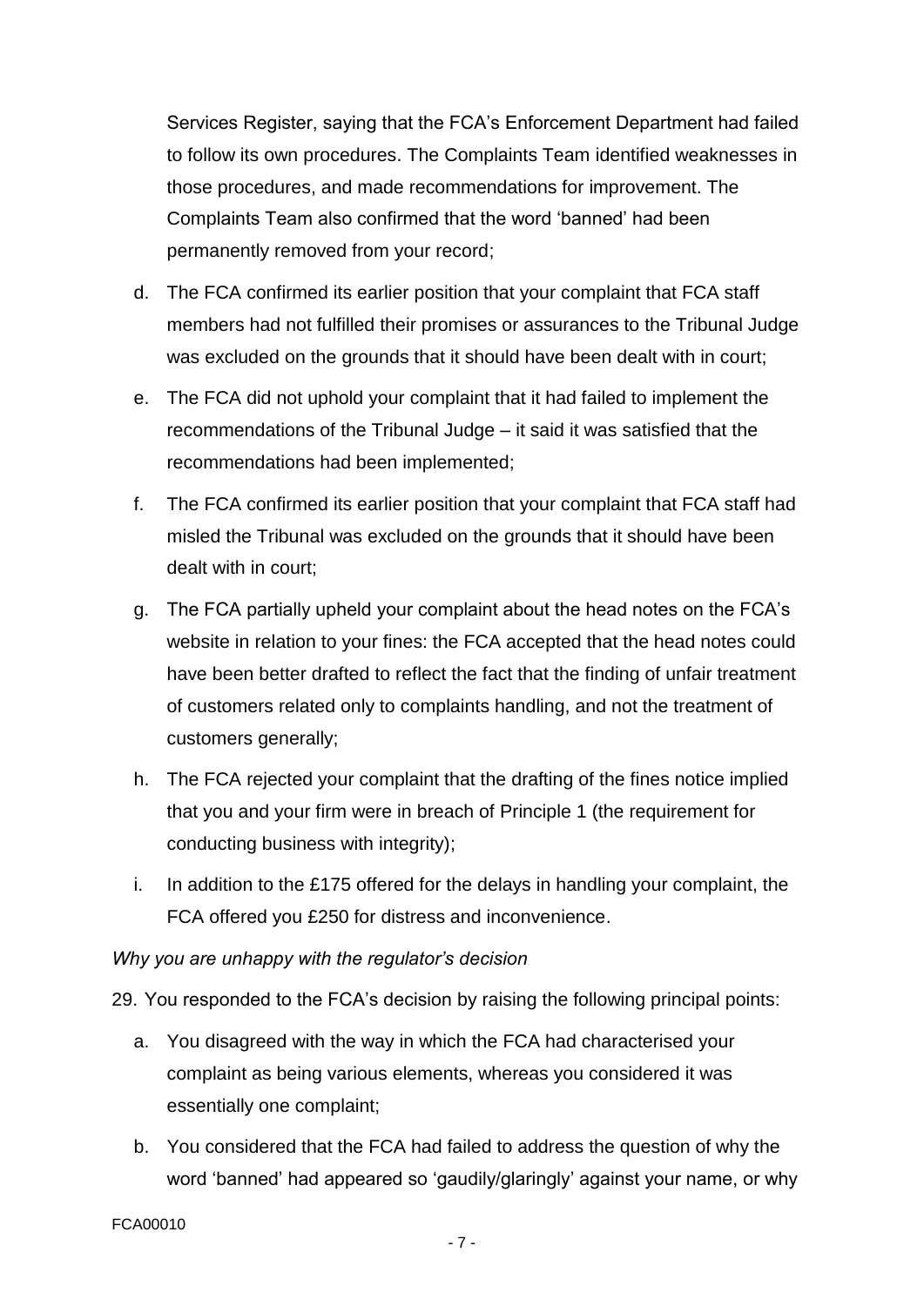Services Register, saying that the FCA's Enforcement Department had failed to follow its own procedures. The Complaints Team identified weaknesses in those procedures, and made recommendations for improvement. The Complaints Team also confirmed that the word 'banned' had been permanently removed from your record;

d. The FCA confirmed its earlier position that your complaint that FCA staff members had not fulfilled their promises or assurances to the Tribunal Judge was excluded on the grounds that it should have been dealt with in court;

e. The FCA did not uphold your complaint that it had failed to implement the recommendations of the Tribunal Judge – it said it was satisfied that the recommendations had been implemented;

f. The FCA confirmed its earlier position that your complaint that FCA staff had misled the Tribunal was excluded on the grounds that it should have been dealt with in court;

g. The FCA partially upheld your complaint about the head notes on the FCA's website in relation to your fines: the FCA accepted that the head notes could have been better drafted to reflect the fact that the finding of unfair treatment of customers related only to complaints handling, and not the treatment of customers generally;

h. The FCA rejected your complaint that the drafting of the fines notice implied that you and your firm were in breach of Principle 1 (the requirement for conducting business with integrity);

i. In addition to the £175 offered for the delays in handling your complaint, the FCA offered you £250 for distress and inconvenience.

*Why you are unhappy with the regulator's decision*

29. You responded to the FCA's decision by raising the following principal points:

a. You disagreed with the way in which the FCA had characterised your complaint as being various elements, whereas you considered it was essentially one complaint;

b. You considered that the FCA had failed to address the question of why the word 'banned' had appeared so 'gaudily/glaringly' against your name, or why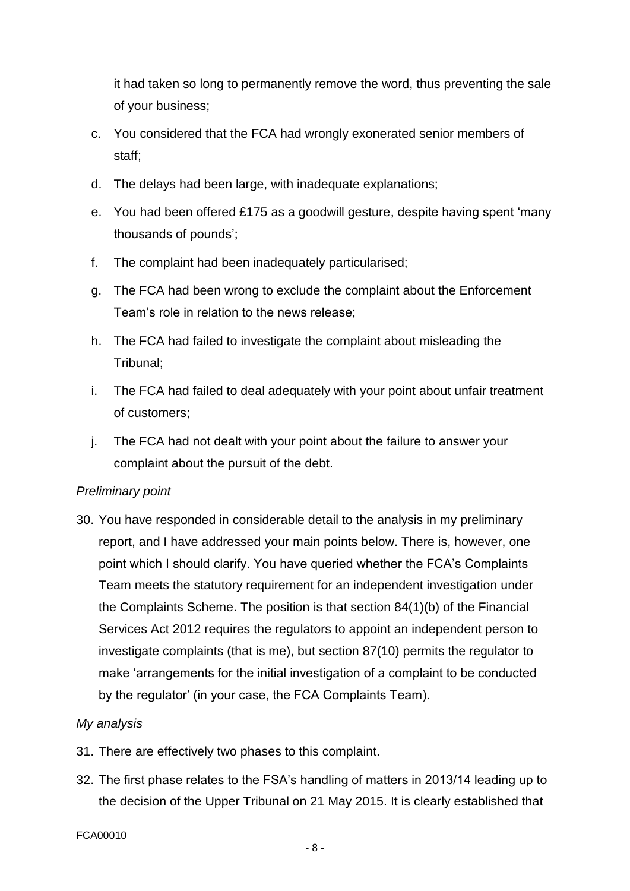it had taken so long to permanently remove the word, thus preventing the sale of your business;

c. You considered that the FCA had wrongly exonerated senior members of staff;

d. The delays had been large, with inadequate explanations;

e. You had been offered £175 as a goodwill gesture, despite having spent 'many thousands of pounds';

f. The complaint had been inadequately particularised;

g. The FCA had been wrong to exclude the complaint about the Enforcement Team's role in relation to the news release;

h. The FCA had failed to investigate the complaint about misleading the Tribunal;

i. The FCA had failed to deal adequately with your point about unfair treatment of customers;

j. The FCA had not dealt with your point about the failure to answer your complaint about the pursuit of the debt.

*Preliminary point*

30. You have responded in considerable detail to the analysis in my preliminary report, and I have addressed your main points below. There is, however, one point which I should clarify. You have queried whether the FCA's Complaints Team meets the statutory requirement for an independent investigation under the Complaints Scheme. The position is that section 84(1)(b) of the Financial Services Act 2012 requires the regulators to appoint an independent person to investigate complaints (that is me), but section 87(10) permits the regulator to make 'arrangements for the initial investigation of a complaint to be conducted by the regulator' (in your case, the FCA Complaints Team).

*My analysis*

31. There are effectively two phases to this complaint.

32. The first phase relates to the FSA's handling of matters in 2013/14 leading up to the decision of the Upper Tribunal on 21 May 2015. It is clearly established that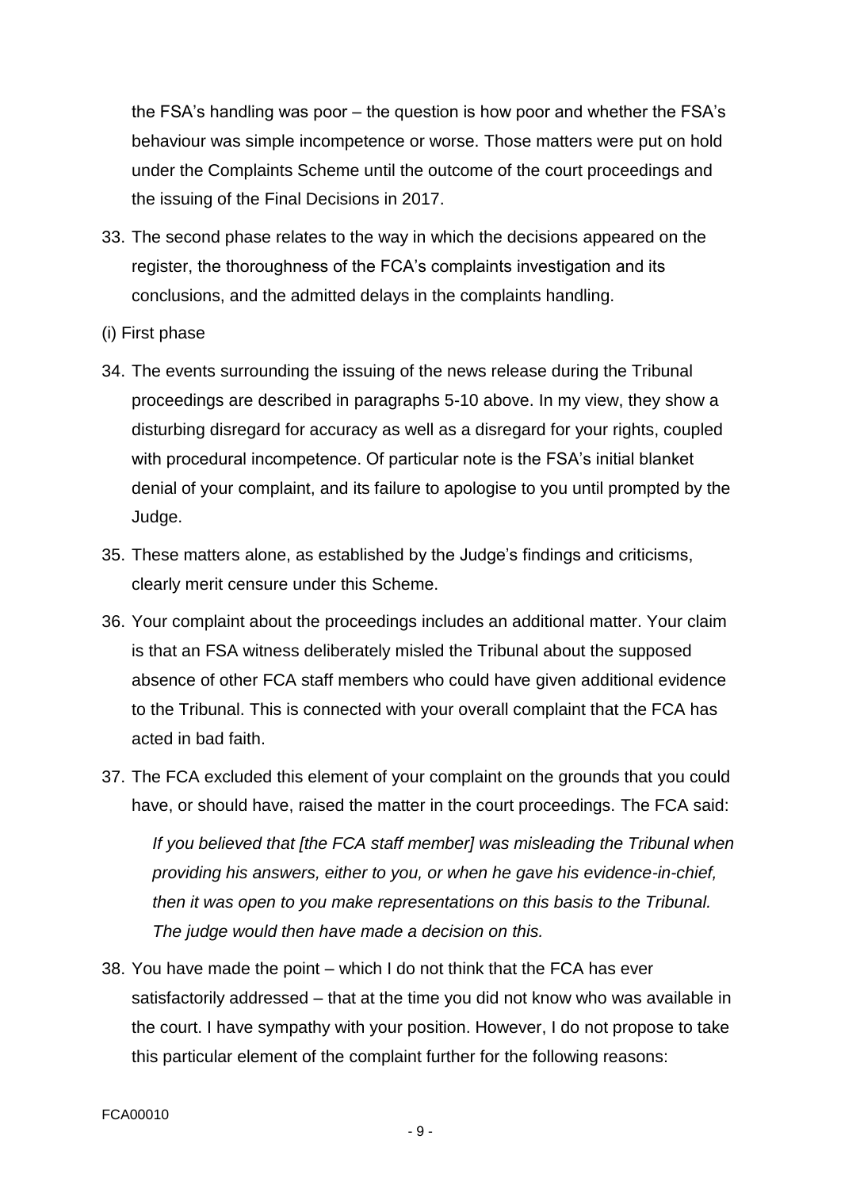the FSA's handling was poor – the question is how poor and whether the FSA's behaviour was simple incompetence or worse. Those matters were put on hold under the Complaints Scheme until the outcome of the court proceedings and the issuing of the Final Decisions in 2017.

33. The second phase relates to the way in which the decisions appeared on the register, the thoroughness of the FCA's complaints investigation and its conclusions, and the admitted delays in the complaints handling.

(i) First phase

34. The events surrounding the issuing of the news release during the Tribunal proceedings are described in paragraphs 5-10 above. In my view, they show a disturbing disregard for accuracy as well as a disregard for your rights, coupled with procedural incompetence. Of particular note is the FSA's initial blanket denial of your complaint, and its failure to apologise to you until prompted by the Judge.

35. These matters alone, as established by the Judge's findings and criticisms, clearly merit censure under this Scheme.

36. Your complaint about the proceedings includes an additional matter. Your claim is that an FSA witness deliberately misled the Tribunal about the supposed absence of other FCA staff members who could have given additional evidence to the Tribunal. This is connected with your overall complaint that the FCA has acted in bad faith.

37. The FCA excluded this element of your complaint on the grounds that you could have, or should have, raised the matter in the court proceedings. The FCA said:

    *If you believed that [the FCA staff member] was misleading the Tribunal when providing his answers, either to you, or when he gave his evidence-in-chief, then it was open to you make representations on this basis to the Tribunal. The judge would then have made a decision on this.*

38. You have made the point – which I do not think that the FCA has ever satisfactorily addressed – that at the time you did not know who was available in the court. I have sympathy with your position. However, I do not propose to take this particular element of the complaint further for the following reasons:

FCA00010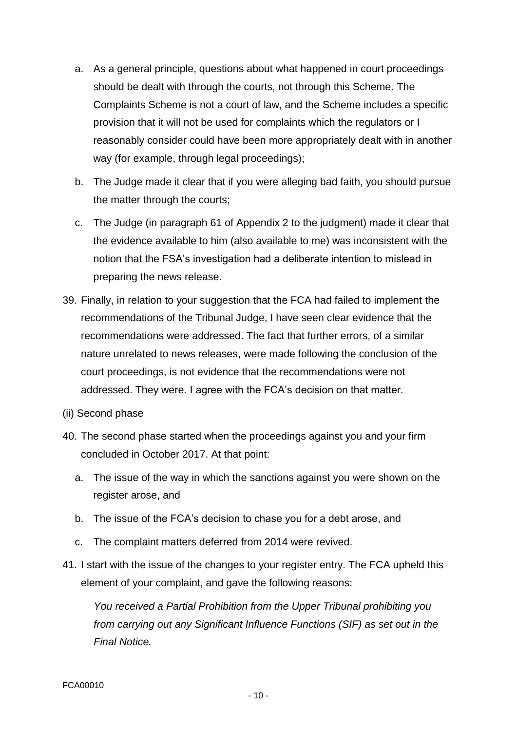a. As a general principle, questions about what happened in court proceedings should be dealt with through the courts, not through this Scheme. The Complaints Scheme is not a court of law, and the Scheme includes a specific provision that it will not be used for complaints which the regulators or I reasonably consider could have been more appropriately dealt with in another way (for example, through legal proceedings);

b. The Judge made it clear that if you were alleging bad faith, you should pursue the matter through the courts;

c. The Judge (in paragraph 61 of Appendix 2 to the judgment) made it clear that the evidence available to him (also available to me) was inconsistent with the notion that the FSA's investigation had a deliberate intention to mislead in preparing the news release.

39. Finally, in relation to your suggestion that the FCA had failed to implement the recommendations of the Tribunal Judge, I have seen clear evidence that the recommendations were addressed. The fact that further errors, of a similar nature unrelated to news releases, were made following the conclusion of the court proceedings, is not evidence that the recommendations were not addressed. They were. I agree with the FCA's decision on that matter.

(ii) Second phase

40. The second phase started when the proceedings against you and your firm concluded in October 2017. At that point:

    a. The issue of the way in which the sanctions against you were shown on the register arose, and

    b. The issue of the FCA's decision to chase you for a debt arose, and

    c. The complaint matters deferred from 2014 were revived.

41. I start with the issue of the changes to your register entry. The FCA upheld this element of your complaint, and gave the following reasons:

    *You received a Partial Prohibition from the Upper Tribunal prohibiting you from carrying out any Significant Influence Functions (SIF) as set out in the Final Notice.*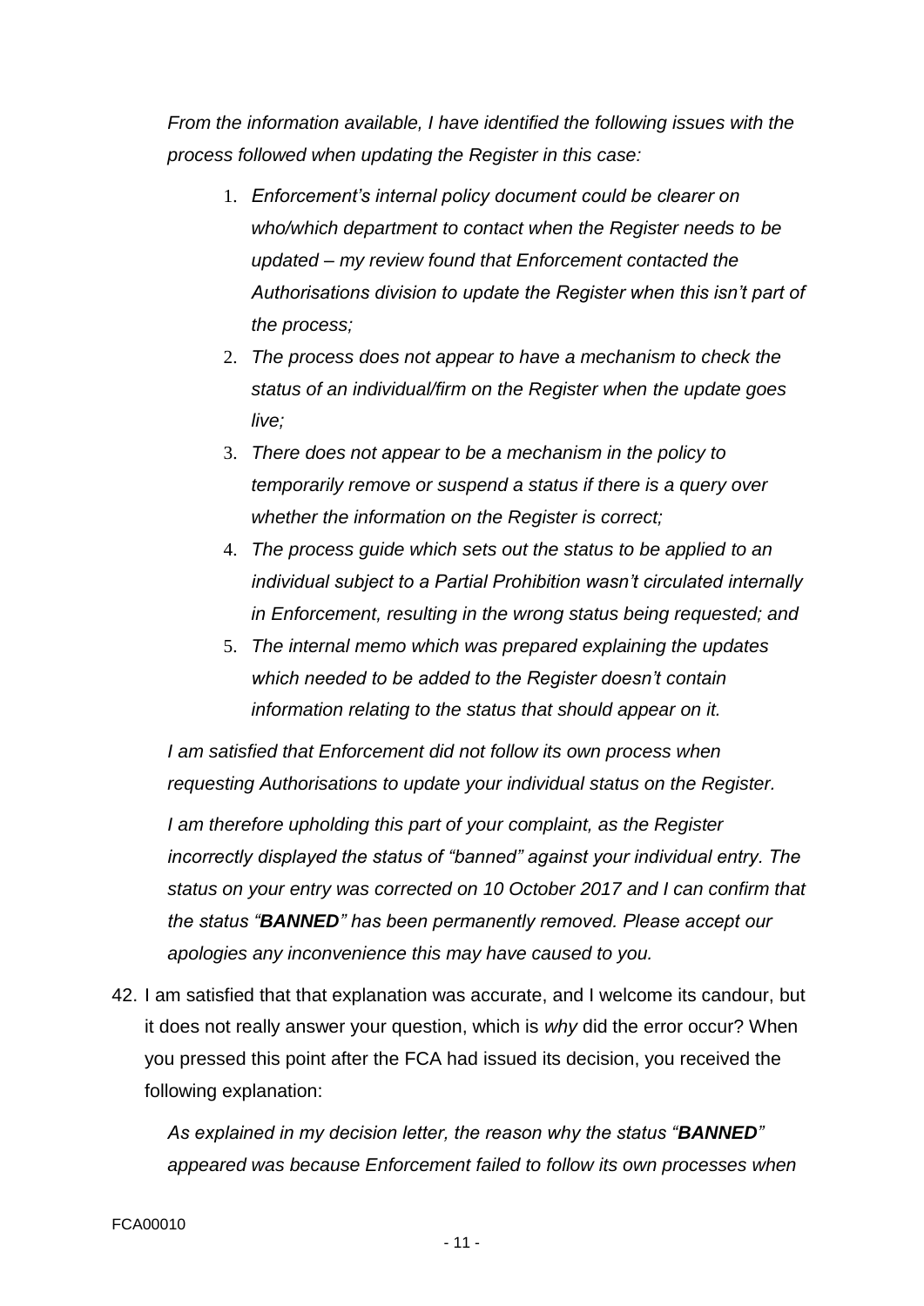*From the information available, I have identified the following issues with the process followed when updating the Register in this case:*

1. *Enforcement's internal policy document could be clearer on who/which department to contact when the Register needs to be updated – my review found that Enforcement contacted the Authorisations division to update the Register when this isn't part of the process;*
2. *The process does not appear to have a mechanism to check the status of an individual/firm on the Register when the update goes live;*
3. *There does not appear to be a mechanism in the policy to temporarily remove or suspend a status if there is a query over whether the information on the Register is correct;*
4. *The process guide which sets out the status to be applied to an individual subject to a Partial Prohibition wasn't circulated internally in Enforcement, resulting in the wrong status being requested; and*
5. *The internal memo which was prepared explaining the updates which needed to be added to the Register doesn't contain information relating to the status that should appear on it.*

*I am satisfied that Enforcement did not follow its own process when requesting Authorisations to update your individual status on the Register.*

*I am therefore upholding this part of your complaint, as the Register incorrectly displayed the status of "banned" against your individual entry. The status on your entry was corrected on 10 October 2017 and I can confirm that the status "**BANNED**" has been permanently removed. Please accept our apologies any inconvenience this may have caused to you.*

42. I am satisfied that that explanation was accurate, and I welcome its candour, but it does not really answer your question, which is *why* did the error occur? When you pressed this point after the FCA had issued its decision, you received the following explanation:

*As explained in my decision letter, the reason why the status "**BANNED**" appeared was because Enforcement failed to follow its own processes when*

FCA00010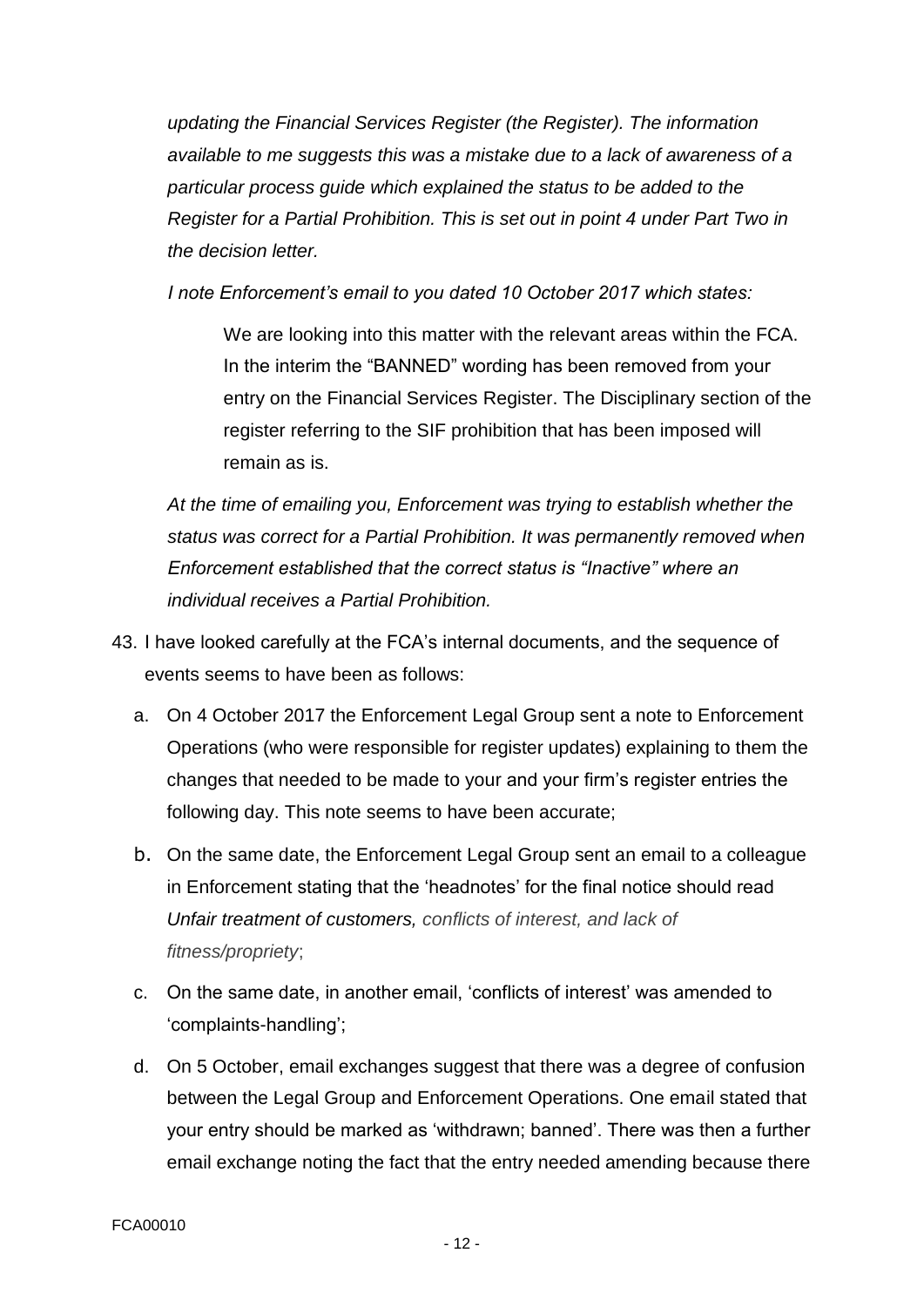*updating the Financial Services Register (the Register). The information available to me suggests this was a mistake due to a lack of awareness of a particular process guide which explained the status to be added to the Register for a Partial Prohibition. This is set out in point 4 under Part Two in the decision letter.*

*I note Enforcement's email to you dated 10 October 2017 which states:*

> We are looking into this matter with the relevant areas within the FCA. In the interim the "BANNED" wording has been removed from your entry on the Financial Services Register. The Disciplinary section of the register referring to the SIF prohibition that has been imposed will remain as is.

*At the time of emailing you, Enforcement was trying to establish whether the status was correct for a Partial Prohibition. It was permanently removed when Enforcement established that the correct status is "Inactive" where an individual receives a Partial Prohibition.*

43. I have looked carefully at the FCA's internal documents, and the sequence of events seems to have been as follows:

    a. On 4 October 2017 the Enforcement Legal Group sent a note to Enforcement Operations (who were responsible for register updates) explaining to them the changes that needed to be made to your and your firm's register entries the following day. This note seems to have been accurate;

    b. On the same date, the Enforcement Legal Group sent an email to a colleague in Enforcement stating that the 'headnotes' for the final notice should read *Unfair treatment of customers, conflicts of interest, and lack of fitness/propriety*;

    c. On the same date, in another email, 'conflicts of interest' was amended to 'complaints-handling';

    d. On 5 October, email exchanges suggest that there was a degree of confusion between the Legal Group and Enforcement Operations. One email stated that your entry should be marked as 'withdrawn; banned'. There was then a further email exchange noting the fact that the entry needed amending because there

FCA00010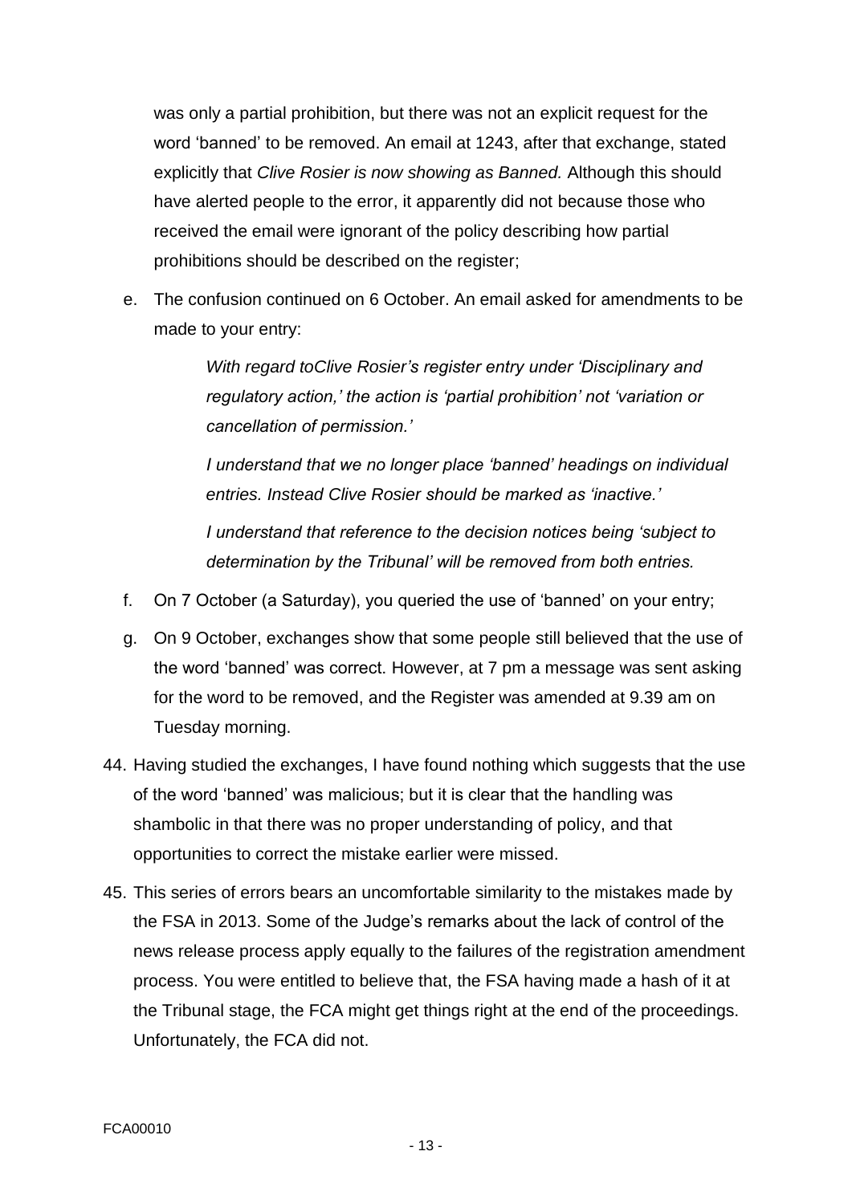was only a partial prohibition, but there was not an explicit request for the word 'banned' to be removed. An email at 1243, after that exchange, stated explicitly that *Clive Rosier is now showing as Banned.* Although this should have alerted people to the error, it apparently did not because those who received the email were ignorant of the policy describing how partial prohibitions should be described on the register;

e. The confusion continued on 6 October. An email asked for amendments to be made to your entry:

> *With regard toClive Rosier's register entry under 'Disciplinary and regulatory action,' the action is 'partial prohibition' not 'variation or cancellation of permission.'*
>
> *I understand that we no longer place 'banned' headings on individual entries. Instead Clive Rosier should be marked as 'inactive.'*
>
> *I understand that reference to the decision notices being 'subject to determination by the Tribunal' will be removed from both entries.*

f. On 7 October (a Saturday), you queried the use of 'banned' on your entry;

g. On 9 October, exchanges show that some people still believed that the use of the word 'banned' was correct. However, at 7 pm a message was sent asking for the word to be removed, and the Register was amended at 9.39 am on Tuesday morning.

44. Having studied the exchanges, I have found nothing which suggests that the use of the word 'banned' was malicious; but it is clear that the handling was shambolic in that there was no proper understanding of policy, and that opportunities to correct the mistake earlier were missed.

45. This series of errors bears an uncomfortable similarity to the mistakes made by the FSA in 2013. Some of the Judge's remarks about the lack of control of the news release process apply equally to the failures of the registration amendment process. You were entitled to believe that, the FSA having made a hash of it at the Tribunal stage, the FCA might get things right at the end of the proceedings. Unfortunately, the FCA did not.

FCA00010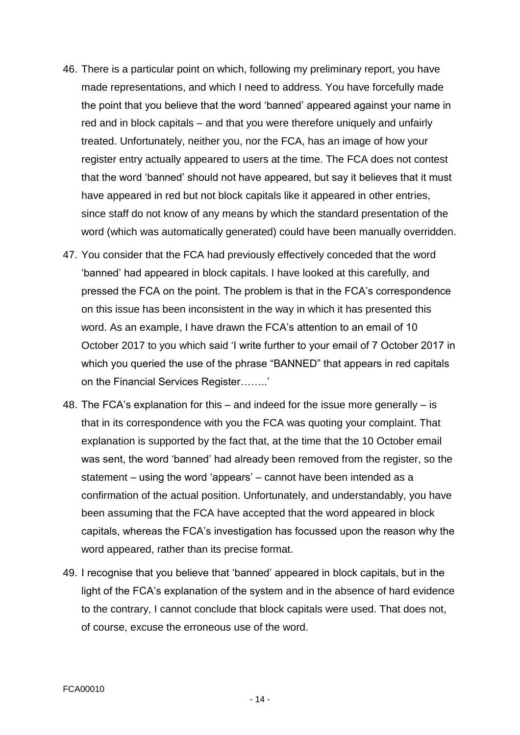46. There is a particular point on which, following my preliminary report, you have made representations, and which I need to address. You have forcefully made the point that you believe that the word 'banned' appeared against your name in red and in block capitals – and that you were therefore uniquely and unfairly treated. Unfortunately, neither you, nor the FCA, has an image of how your register entry actually appeared to users at the time. The FCA does not contest that the word 'banned' should not have appeared, but say it believes that it must have appeared in red but not block capitals like it appeared in other entries, since staff do not know of any means by which the standard presentation of the word (which was automatically generated) could have been manually overridden.

47. You consider that the FCA had previously effectively conceded that the word 'banned' had appeared in block capitals. I have looked at this carefully, and pressed the FCA on the point. The problem is that in the FCA's correspondence on this issue has been inconsistent in the way in which it has presented this word. As an example, I have drawn the FCA's attention to an email of 10 October 2017 to you which said 'I write further to your email of 7 October 2017 in which you queried the use of the phrase "BANNED" that appears in red capitals on the Financial Services Register……..'

48. The FCA's explanation for this – and indeed for the issue more generally – is that in its correspondence with you the FCA was quoting your complaint. That explanation is supported by the fact that, at the time that the 10 October email was sent, the word 'banned' had already been removed from the register, so the statement – using the word 'appears' – cannot have been intended as a confirmation of the actual position. Unfortunately, and understandably, you have been assuming that the FCA have accepted that the word appeared in block capitals, whereas the FCA's investigation has focussed upon the reason why the word appeared, rather than its precise format.

49. I recognise that you believe that 'banned' appeared in block capitals, but in the light of the FCA's explanation of the system and in the absence of hard evidence to the contrary, I cannot conclude that block capitals were used. That does not, of course, excuse the erroneous use of the word.

FCA00010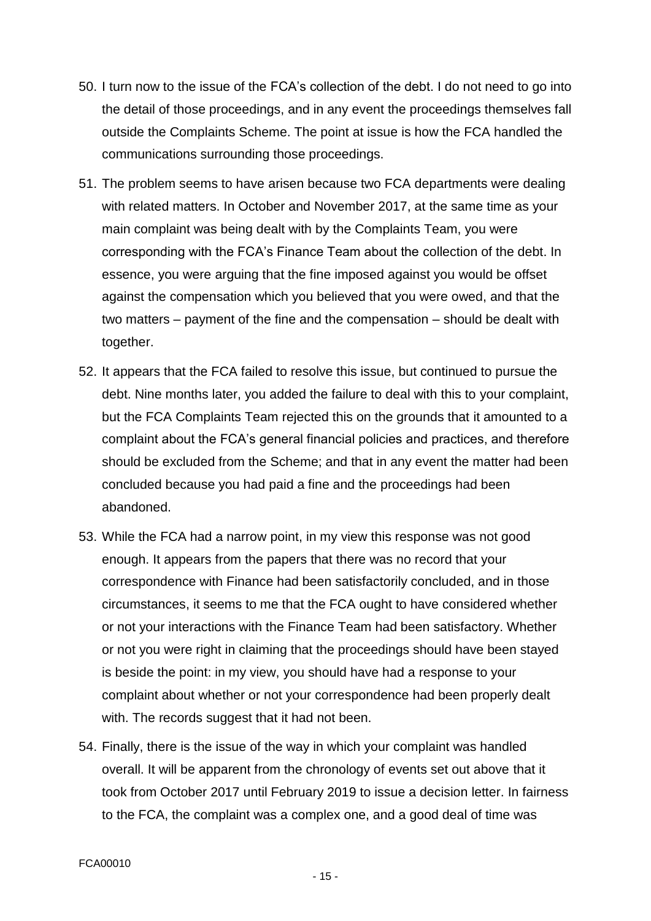50. I turn now to the issue of the FCA's collection of the debt. I do not need to go into the detail of those proceedings, and in any event the proceedings themselves fall outside the Complaints Scheme. The point at issue is how the FCA handled the communications surrounding those proceedings.

51. The problem seems to have arisen because two FCA departments were dealing with related matters. In October and November 2017, at the same time as your main complaint was being dealt with by the Complaints Team, you were corresponding with the FCA's Finance Team about the collection of the debt. In essence, you were arguing that the fine imposed against you would be offset against the compensation which you believed that you were owed, and that the two matters – payment of the fine and the compensation – should be dealt with together.

52. It appears that the FCA failed to resolve this issue, but continued to pursue the debt. Nine months later, you added the failure to deal with this to your complaint, but the FCA Complaints Team rejected this on the grounds that it amounted to a complaint about the FCA's general financial policies and practices, and therefore should be excluded from the Scheme; and that in any event the matter had been concluded because you had paid a fine and the proceedings had been abandoned.

53. While the FCA had a narrow point, in my view this response was not good enough. It appears from the papers that there was no record that your correspondence with Finance had been satisfactorily concluded, and in those circumstances, it seems to me that the FCA ought to have considered whether or not your interactions with the Finance Team had been satisfactory. Whether or not you were right in claiming that the proceedings should have been stayed is beside the point: in my view, you should have had a response to your complaint about whether or not your correspondence had been properly dealt with. The records suggest that it had not been.

54. Finally, there is the issue of the way in which your complaint was handled overall. It will be apparent from the chronology of events set out above that it took from October 2017 until February 2019 to issue a decision letter. In fairness to the FCA, the complaint was a complex one, and a good deal of time was

FCA00010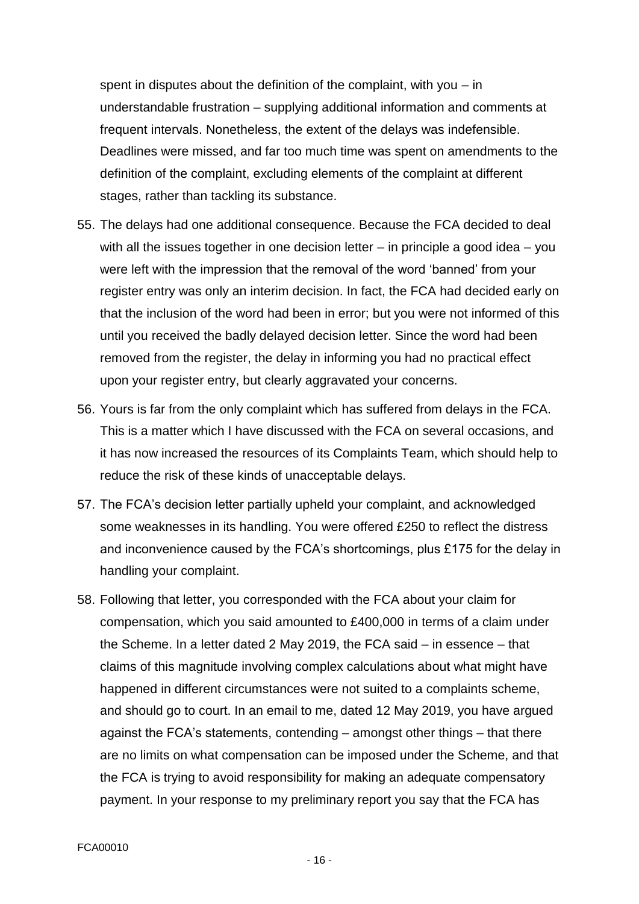spent in disputes about the definition of the complaint, with you – in understandable frustration – supplying additional information and comments at frequent intervals. Nonetheless, the extent of the delays was indefensible. Deadlines were missed, and far too much time was spent on amendments to the definition of the complaint, excluding elements of the complaint at different stages, rather than tackling its substance.

55. The delays had one additional consequence. Because the FCA decided to deal with all the issues together in one decision letter – in principle a good idea – you were left with the impression that the removal of the word 'banned' from your register entry was only an interim decision. In fact, the FCA had decided early on that the inclusion of the word had been in error; but you were not informed of this until you received the badly delayed decision letter. Since the word had been removed from the register, the delay in informing you had no practical effect upon your register entry, but clearly aggravated your concerns.

56. Yours is far from the only complaint which has suffered from delays in the FCA. This is a matter which I have discussed with the FCA on several occasions, and it has now increased the resources of its Complaints Team, which should help to reduce the risk of these kinds of unacceptable delays.

57. The FCA's decision letter partially upheld your complaint, and acknowledged some weaknesses in its handling. You were offered £250 to reflect the distress and inconvenience caused by the FCA's shortcomings, plus £175 for the delay in handling your complaint.

58. Following that letter, you corresponded with the FCA about your claim for compensation, which you said amounted to £400,000 in terms of a claim under the Scheme. In a letter dated 2 May 2019, the FCA said – in essence – that claims of this magnitude involving complex calculations about what might have happened in different circumstances were not suited to a complaints scheme, and should go to court. In an email to me, dated 12 May 2019, you have argued against the FCA's statements, contending – amongst other things – that there are no limits on what compensation can be imposed under the Scheme, and that the FCA is trying to avoid responsibility for making an adequate compensatory payment. In your response to my preliminary report you say that the FCA has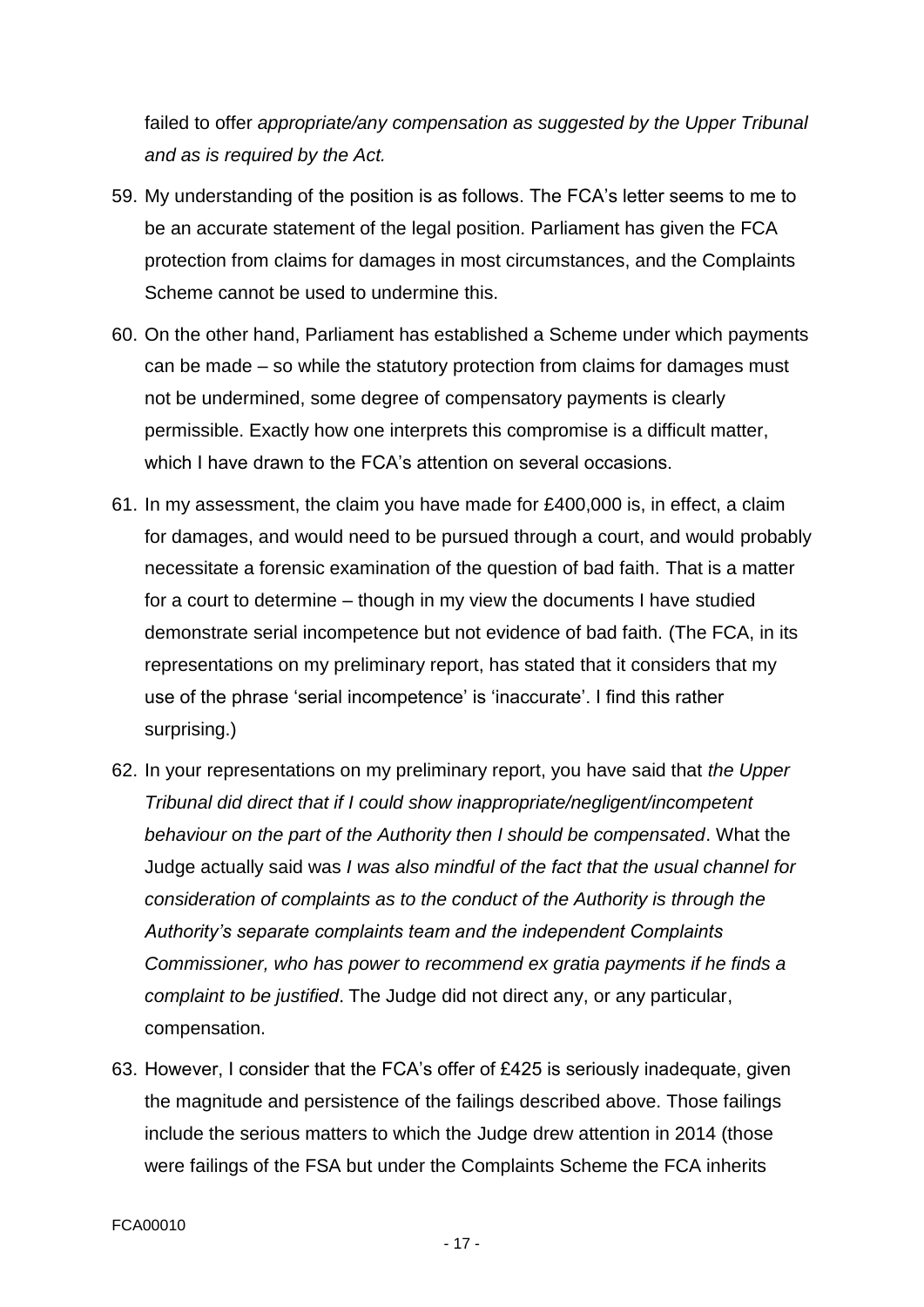failed to offer *appropriate/any compensation as suggested by the Upper Tribunal and as is required by the Act.*

59. My understanding of the position is as follows. The FCA's letter seems to me to be an accurate statement of the legal position. Parliament has given the FCA protection from claims for damages in most circumstances, and the Complaints Scheme cannot be used to undermine this.

60. On the other hand, Parliament has established a Scheme under which payments can be made – so while the statutory protection from claims for damages must not be undermined, some degree of compensatory payments is clearly permissible. Exactly how one interprets this compromise is a difficult matter, which I have drawn to the FCA's attention on several occasions.

61. In my assessment, the claim you have made for £400,000 is, in effect, a claim for damages, and would need to be pursued through a court, and would probably necessitate a forensic examination of the question of bad faith. That is a matter for a court to determine – though in my view the documents I have studied demonstrate serial incompetence but not evidence of bad faith. (The FCA, in its representations on my preliminary report, has stated that it considers that my use of the phrase 'serial incompetence' is 'inaccurate'. I find this rather surprising.)

62. In your representations on my preliminary report, you have said that *the Upper Tribunal did direct that if I could show inappropriate/negligent/incompetent behaviour on the part of the Authority then I should be compensated*. What the Judge actually said was *I was also mindful of the fact that the usual channel for consideration of complaints as to the conduct of the Authority is through the Authority's separate complaints team and the independent Complaints Commissioner, who has power to recommend ex gratia payments if he finds a complaint to be justified*. The Judge did not direct any, or any particular, compensation.

63. However, I consider that the FCA's offer of £425 is seriously inadequate, given the magnitude and persistence of the failings described above. Those failings include the serious matters to which the Judge drew attention in 2014 (those were failings of the FSA but under the Complaints Scheme the FCA inherits

FCA00010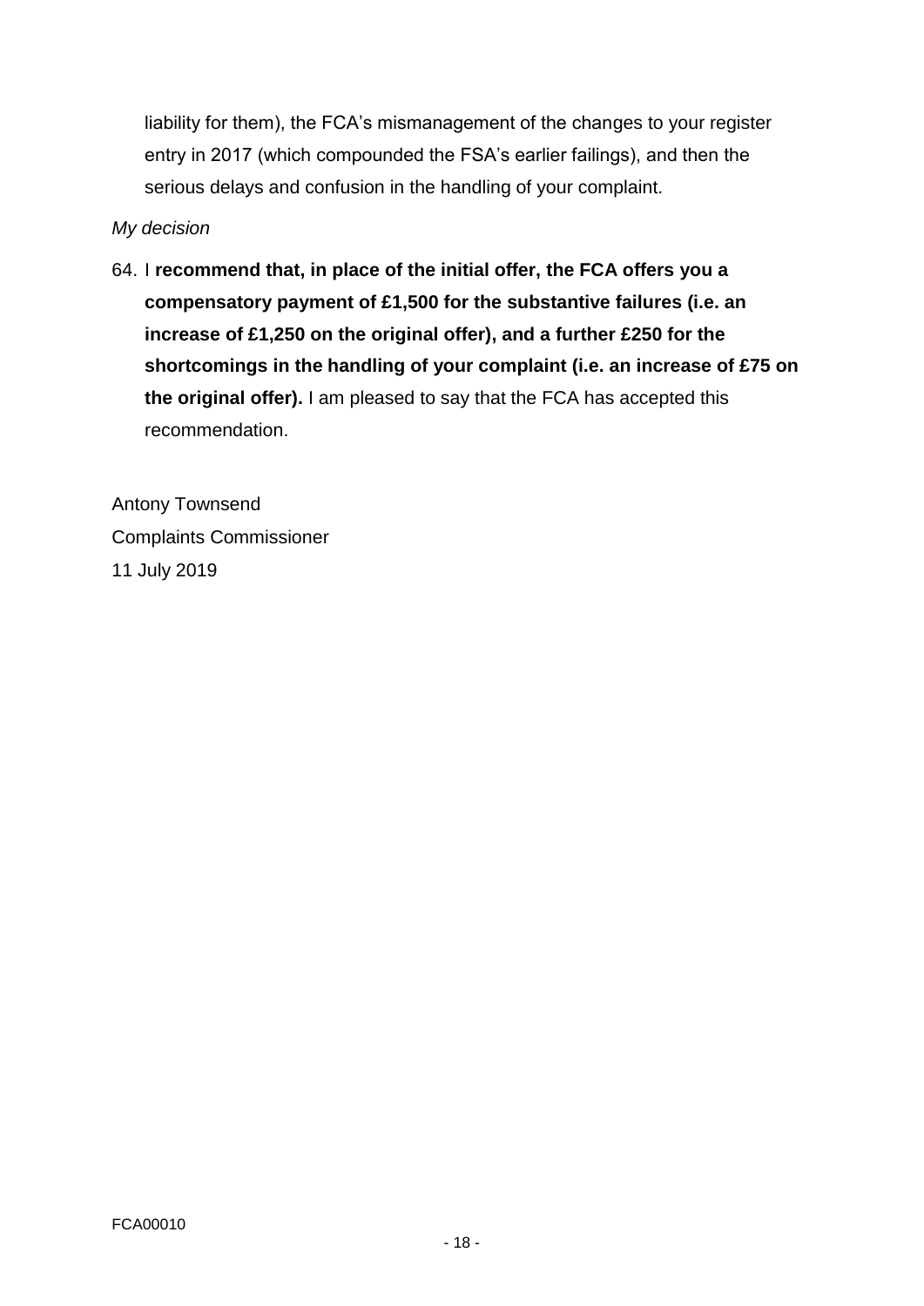liability for them), the FCA's mismanagement of the changes to your register entry in 2017 (which compounded the FSA's earlier failings), and then the serious delays and confusion in the handling of your complaint.

*My decision*

64. I **recommend that, in place of the initial offer, the FCA offers you a compensatory payment of £1,500 for the substantive failures (i.e. an increase of £1,250 on the original offer), and a further £250 for the shortcomings in the handling of your complaint (i.e. an increase of £75 on the original offer).** I am pleased to say that the FCA has accepted this recommendation.

Antony Townsend
Complaints Commissioner
11 July 2019

FCA00010